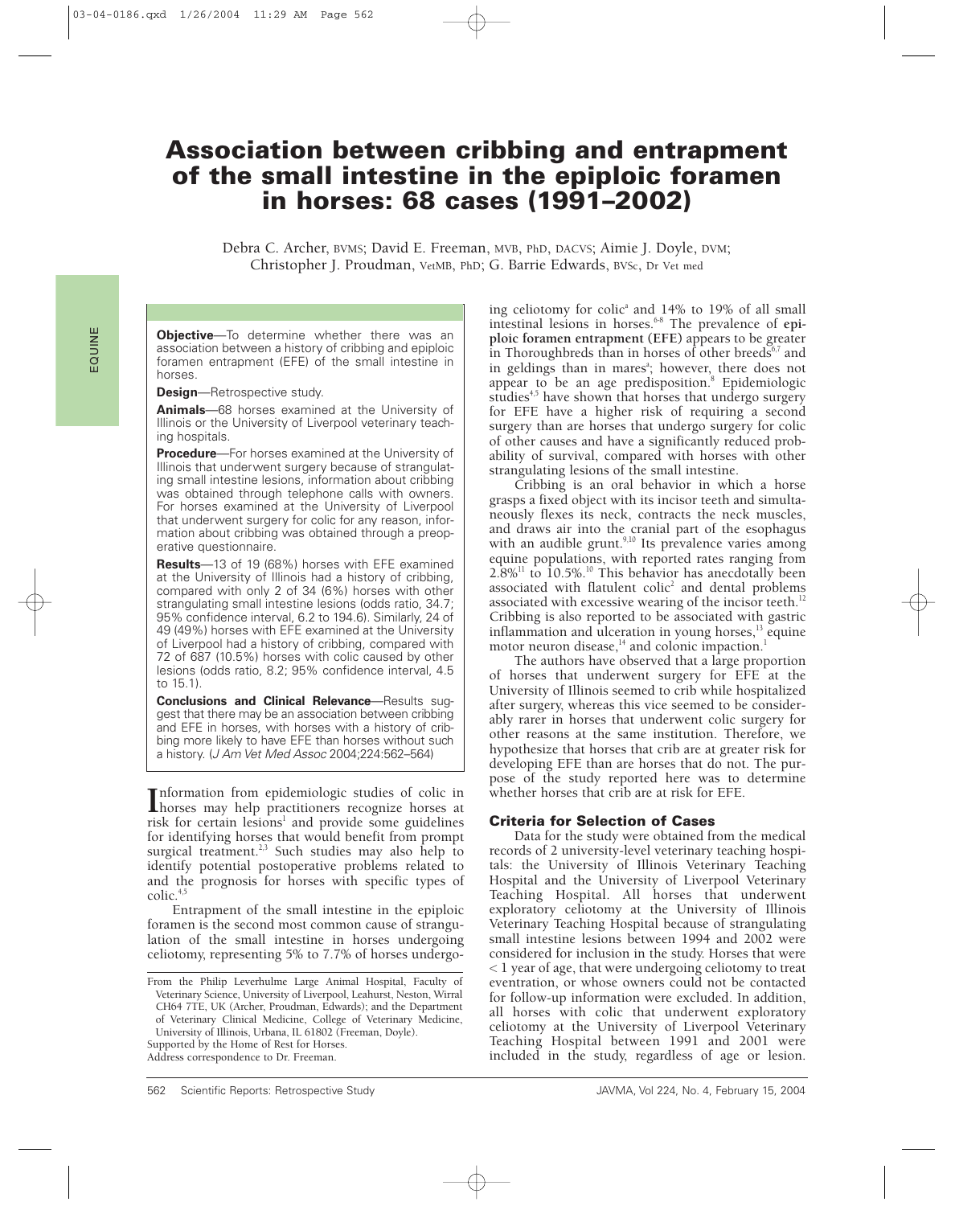# Association between cribbing and entrapment of the small intestine in the epiploic foramen in horses: 68 cases (1991–2002)

Debra C. Archer, BVMS; David E. Freeman, MVB, PhD, DACVS; Aimie J. Doyle, DVM; Christopher J. Proudman, VetMB, PhD; G. Barrie Edwards, BVSc, Dr Vet med

**Objective**—To determine whether there was an association between a history of cribbing and epiploic foramen entrapment (EFE) of the small intestine in horses.

**Design**—Retrospective study.

**Animals**—68 horses examined at the University of Illinois or the University of Liverpool veterinary teaching hospitals.

**Procedure**—For horses examined at the University of Illinois that underwent surgery because of strangulating small intestine lesions, information about cribbing was obtained through telephone calls with owners. For horses examined at the University of Liverpool that underwent surgery for colic for any reason, information about cribbing was obtained through a preoperative questionnaire.

**Results**—13 of 19 (68%) horses with EFE examined at the University of Illinois had a history of cribbing, compared with only 2 of 34 (6%) horses with other strangulating small intestine lesions (odds ratio, 34.7; 95% confidence interval, 6.2 to 194.6). Similarly, 24 of 49 (49%) horses with EFE examined at the University of Liverpool had a history of cribbing, compared with 72 of 687 (10.5%) horses with colic caused by other lesions (odds ratio, 8.2; 95% confidence interval, 4.5 to 15.1).

**Conclusions and Clinical Relevance**—Results suggest that there may be an association between cribbing and EFE in horses, with horses with a history of cribbing more likely to have EFE than horses without such a history. (*J Am Vet Med Assoc* 2004;224:562–564)

Information from epidemiologic studies of colic in horses may help practitioners recognize horses at risk for certain lesions[1] and provide some guidelines for identifying horses that would benefit from prompt surgical treatment.[2,3] Such studies may also help to identify potential postoperative problems related to and the prognosis for horses with specific types of colic.[4,5]

Entrapment of the small intestine in the epiploic foramen is the second most common cause of strangulation of the small intestine in horses undergoing celiotomy, representing 5% to 7.7% of horses undergoing celiotomy for colic[a] and 14% to 19% of all small intestinal lesions in horses.[6-8] The prevalence of **epiploic foramen entrapment (EFE)** appears to be greater in Thoroughbreds than in horses of other breeds[6,7] and in geldings than in mares[a]; however, there does not appear to be an age predisposition.[8] Epidemiologic studies[4,5] have shown that horses that undergo surgery for EFE have a higher risk of requiring a second surgery than are horses that undergo surgery for colic of other causes and have a significantly reduced probability of survival, compared with horses with other strangulating lesions of the small intestine.

Cribbing is an oral behavior in which a horse grasps a fixed object with its incisor teeth and simultaneously flexes its neck, contracts the neck muscles, and draws air into the cranial part of the esophagus with an audible grunt.[9,10] Its prevalence varies among equine populations, with reported rates ranging from 2.8%[11] to 10.5%.[10] This behavior has anecdotally been associated with flatulent colic[2] and dental problems associated with excessive wearing of the incisor teeth.[12] Cribbing is also reported to be associated with gastric inflammation and ulceration in young horses,[13] equine motor neuron disease,[14] and colonic impaction.[1]

The authors have observed that a large proportion of horses that underwent surgery for EFE at the University of Illinois seemed to crib while hospitalized after surgery, whereas this vice seemed to be considerably rarer in horses that underwent colic surgery for other reasons at the same institution. Therefore, we hypothesize that horses that crib are at greater risk for developing EFE than are horses that do not. The purpose of the study reported here was to determine whether horses that crib are at risk for EFE.

## Criteria for Selection of Cases

Data for the study were obtained from the medical records of 2 university-level veterinary teaching hospitals: the University of Illinois Veterinary Teaching Hospital and the University of Liverpool Veterinary Teaching Hospital. All horses that underwent exploratory celiotomy at the University of Illinois Veterinary Teaching Hospital because of strangulating small intestine lesions between 1994 and 2002 were considered for inclusion in the study. Horses that were < 1 year of age, that were undergoing celiotomy to treat eventration, or whose owners could not be contacted for follow-up information were excluded. In addition, all horses with colic that underwent exploratory celiotomy at the University of Liverpool Veterinary Teaching Hospital between 1991 and 2001 were included in the study, regardless of age or lesion.

From the Philip Leverhulme Large Animal Hospital, Faculty of Veterinary Science, University of Liverpool, Leahurst, Neston, Wirral CH64 7TE, UK (Archer, Proudman, Edwards); and the Department of Veterinary Clinical Medicine, College of Veterinary Medicine, University of Illinois, Urbana, IL 61802 (Freeman, Doyle).

Supported by the Home of Rest for Horses.

Address correspondence to Dr. Freeman.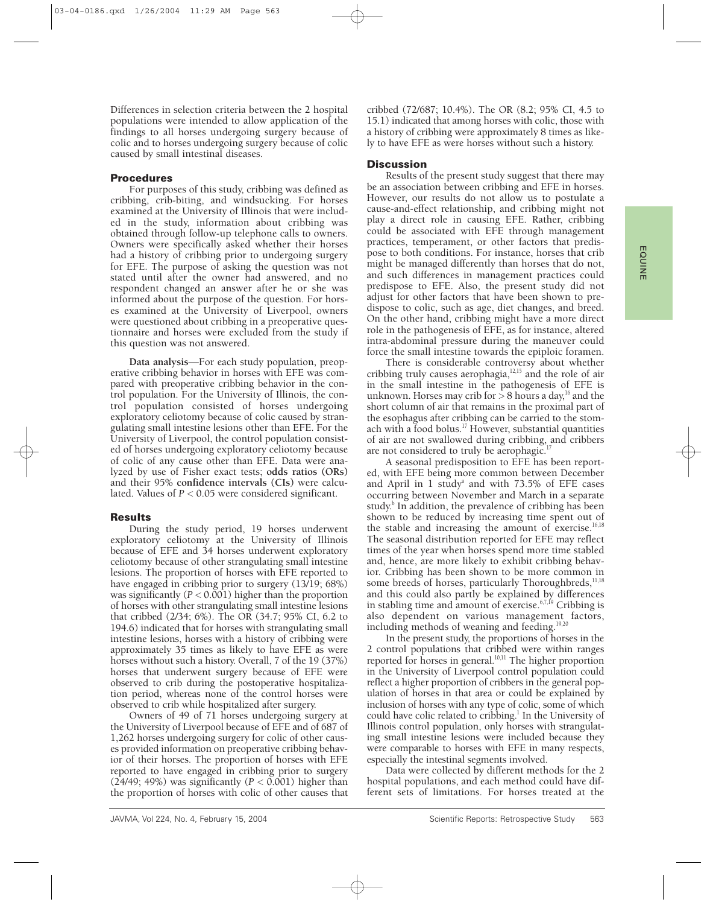Differences in selection criteria between the 2 hospital populations were intended to allow application of the findings to all horses undergoing surgery because of colic and to horses undergoing surgery because of colic caused by small intestinal diseases.

### Procedures

For purposes of this study, cribbing was defined as cribbing, crib-biting, and windsucking. For horses examined at the University of Illinois that were included in the study, information about cribbing was obtained through follow-up telephone calls to owners. Owners were specifically asked whether their horses had a history of cribbing prior to undergoing surgery for EFE. The purpose of asking the question was not stated until after the owner had answered, and no respondent changed an answer after he or she was informed about the purpose of the question. For horses examined at the University of Liverpool, owners were questioned about cribbing in a preoperative questionnaire and horses were excluded from the study if this question was not answered.

**Data analysis**—For each study population, preoperative cribbing behavior in horses with EFE was compared with preoperative cribbing behavior in the control population. For the University of Illinois, the control population consisted of horses undergoing exploratory celiotomy because of colic caused by strangulating small intestine lesions other than EFE. For the University of Liverpool, the control population consisted of horses undergoing exploratory celiotomy because of colic of any cause other than EFE. Data were analyzed by use of Fisher exact tests; **odds ratios (ORs)** and their 95% **confidence intervals (CIs)** were calculated. Values of $P < 0.05$ were considered significant.

### Results

During the study period, 19 horses underwent exploratory celiotomy at the University of Illinois because of EFE and 34 horses underwent exploratory celiotomy because of other strangulating small intestine lesions. The proportion of horses with EFE reported to have engaged in cribbing prior to surgery (13/19; 68%) was significantly ($P < 0.001$) higher than the proportion of horses with other strangulating small intestine lesions that cribbed (2/34; 6%). The OR (34.7; 95% CI, 6.2 to 194.6) indicated that for horses with strangulating small intestine lesions, horses with a history of cribbing were approximately 35 times as likely to have EFE as were horses without such a history. Overall, 7 of the 19 (37%) horses that underwent surgery because of EFE were observed to crib during the postoperative hospitalization period, whereas none of the control horses were observed to crib while hospitalized after surgery.

Owners of 49 of 71 horses undergoing surgery at the University of Liverpool because of EFE and of 687 of 1,262 horses undergoing surgery for colic of other causes provided information on preoperative cribbing behavior of their horses. The proportion of horses with EFE reported to have engaged in cribbing prior to surgery (24/49; 49%) was significantly ($P < 0.001$) higher than the proportion of horses with colic of other causes that cribbed (72/687; 10.4%). The OR (8.2; 95% CI, 4.5 to 15.1) indicated that among horses with colic, those with a history of cribbing were approximately 8 times as likely to have EFE as were horses without such a history.

### Discussion

Results of the present study suggest that there may be an association between cribbing and EFE in horses. However, our results do not allow us to postulate a cause-and-effect relationship, and cribbing might not play a direct role in causing EFE. Rather, cribbing could be associated with EFE through management practices, temperament, or other factors that predispose to both conditions. For instance, horses that crib might be managed differently than horses that do not, and such differences in management practices could predispose to EFE. Also, the present study did not adjust for other factors that have been shown to predispose to colic, such as age, diet changes, and breed. On the other hand, cribbing might have a more direct role in the pathogenesis of EFE, as for instance, altered intra-abdominal pressure during the maneuver could force the small intestine towards the epiploic foramen.

There is considerable controversy about whether cribbing truly causes aerophagia,[12,15] and the role of air in the small intestine in the pathogenesis of EFE is unknown. Horses may crib for > 8 hours a day,[16] and the short column of air that remains in the proximal part of the esophagus after cribbing can be carried to the stomach with a food bolus.[17] However, substantial quantities of air are not swallowed during cribbing, and cribbers are not considered to truly be aerophagic.[17]

A seasonal predisposition to EFE has been reported, with EFE being more common between December and April in 1 study[a] and with 73.5% of EFE cases occurring between November and March in a separate study.[b] In addition, the prevalence of cribbing has been shown to be reduced by increasing time spent out of the stable and increasing the amount of exercise.[16,18] The seasonal distribution reported for EFE may reflect times of the year when horses spend more time stabled and, hence, are more likely to exhibit cribbing behavior. Cribbing has been shown to be more common in some breeds of horses, particularly Thoroughbreds,[11,18] and this could also partly be explained by differences in stabling time and amount of exercise.[6,7,19] Cribbing is also dependent on various management factors, including methods of weaning and feeding.[19,20]

In the present study, the proportions of horses in the 2 control populations that cribbed were within ranges reported for horses in general.[10,11] The higher proportion in the University of Liverpool control population could reflect a higher proportion of cribbers in the general population of horses in that area or could be explained by inclusion of horses with any type of colic, some of which could have colic related to cribbing.[1] In the University of Illinois control population, only horses with strangulating small intestine lesions were included because they were comparable to horses with EFE in many respects, especially the intestinal segments involved.

Data were collected by different methods for the 2 hospital populations, and each method could have different sets of limitations. For horses treated at the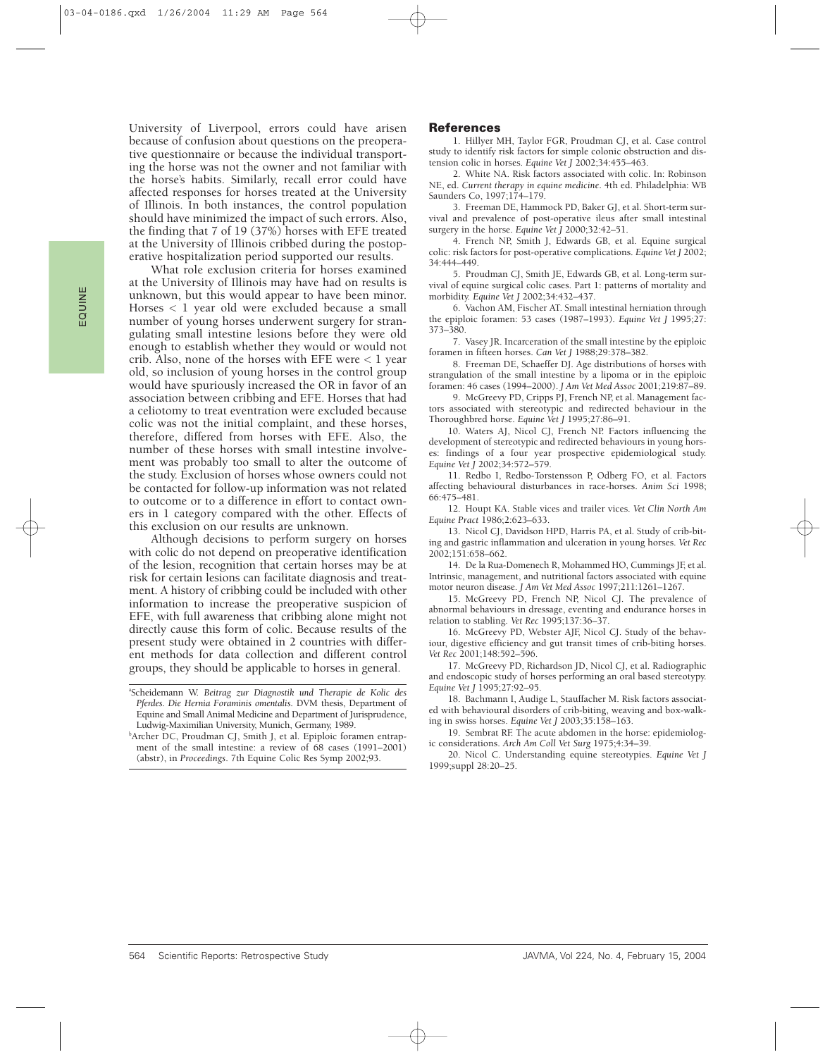University of Liverpool, errors could have arisen because of confusion about questions on the preoperative questionnaire or because the individual transporting the horse was not the owner and not familiar with the horse's habits. Similarly, recall error could have affected responses for horses treated at the University of Illinois. In both instances, the control population should have minimized the impact of such errors. Also, the finding that 7 of 19 (37%) horses with EFE treated at the University of Illinois cribbed during the postoperative hospitalization period supported our results.

What role exclusion criteria for horses examined at the University of Illinois may have had on results is unknown, but this would appear to have been minor. Horses < 1 year old were excluded because a small number of young horses underwent surgery for strangulating small intestine lesions before they were old enough to establish whether they would or would not crib. Also, none of the horses with EFE were < 1 year old, so inclusion of young horses in the control group would have spuriously increased the OR in favor of an association between cribbing and EFE. Horses that had a celiotomy to treat eventration were excluded because colic was not the initial complaint, and these horses, therefore, differed from horses with EFE. Also, the number of these horses with small intestine involvement was probably too small to alter the outcome of the study. Exclusion of horses whose owners could not be contacted for follow-up information was not related to outcome or to a difference in effort to contact owners in 1 category compared with the other. Effects of this exclusion on our results are unknown.

Although decisions to perform surgery on horses with colic do not depend on preoperative identification of the lesion, recognition that certain horses may be at risk for certain lesions can facilitate diagnosis and treatment. A history of cribbing could be included with other information to increase the preoperative suspicion of EFE, with full awareness that cribbing alone might not directly cause this form of colic. Because results of the present study were obtained in 2 countries with different methods for data collection and different control groups, they should be applicable to horses in general.

[a]Scheidemann W. *Beitrag zur Diagnostik und Therapie de Kolic des Pferdes. Die Hernia Foraminis omentalis.* DVM thesis, Department of Equine and Small Animal Medicine and Department of Jurisprudence, Ludwig-Maximilian University, Munich, Germany, 1989.

[b]Archer DC, Proudman CJ, Smith J, et al. Epiploic foramen entrapment of the small intestine: a review of 68 cases (1991–2001) (abstr), in *Proceedings*. 7th Equine Colic Res Symp 2002;93.

## References

1. Hillyer MH, Taylor FGR, Proudman CJ, et al. Case control study to identify risk factors for simple colonic obstruction and distension colic in horses. *Equine Vet J* 2002;34:455–463.
2. White NA. Risk factors associated with colic. In: Robinson NE, ed. *Current therapy in equine medicine.* 4th ed. Philadelphia: WB Saunders Co, 1997;174–179.
3. Freeman DE, Hammock PD, Baker GJ, et al. Short-term survival and prevalence of post-operative ileus after small intestinal surgery in the horse. *Equine Vet J* 2000;32:42–51.
4. French NP, Smith J, Edwards GB, et al. Equine surgical colic: risk factors for post-operative complications. *Equine Vet J* 2002; 34:444–449.
5. Proudman CJ, Smith JE, Edwards GB, et al. Long-term survival of equine surgical colic cases. Part 1: patterns of mortality and morbidity. *Equine Vet J* 2002;34:432–437.
6. Vachon AM, Fischer AT. Small intestinal herniation through the epiploic foramen: 53 cases (1987–1993). *Equine Vet J* 1995;27: 373–380.
7. Vasey JR. Incarceration of the small intestine by the epiploic foramen in fifteen horses. *Can Vet J* 1988;29:378–382.
8. Freeman DE, Schaeffer DJ. Age distributions of horses with strangulation of the small intestine by a lipoma or in the epiploic foramen: 46 cases (1994–2000). *J Am Vet Med Assoc* 2001;219:87–89.
9. McGreevy PD, Cripps PJ, French NP, et al. Management factors associated with stereotypic and redirected behaviour in the Thoroughbred horse. *Equine Vet J* 1995;27:86–91.
10. Waters AJ, Nicol CJ, French NP. Factors influencing the development of stereotypic and redirected behaviours in young horses: findings of a four year prospective epidemiological study. *Equine Vet J* 2002;34:572–579.
11. Redbo I, Redbo-Torstensson P, Odberg FO, et al. Factors affecting behavioural disturbances in race-horses. *Anim Sci* 1998; 66:475–481.
12. Houpt KA. Stable vices and trailer vices. *Vet Clin North Am Equine Pract* 1986;2:623–633.
13. Nicol CJ, Davidson HPD, Harris PA, et al. Study of crib-biting and gastric inflammation and ulceration in young horses. *Vet Rec* 2002;151:658–662.
14. De la Rua-Domenech R, Mohammed HO, Cummings JF, et al. Intrinsic, management, and nutritional factors associated with equine motor neuron disease. *J Am Vet Med Assoc* 1997;211:1261–1267.
15. McGreevy PD, French NP, Nicol CJ. The prevalence of abnormal behaviours in dressage, eventing and endurance horses in relation to stabling. *Vet Rec* 1995;137:36–37.
16. McGreevy PD, Webster AJF, Nicol CJ. Study of the behaviour, digestive efficiency and gut transit times of crib-biting horses. *Vet Rec* 2001;148:592–596.
17. McGreevy PD, Richardson JD, Nicol CJ, et al. Radiographic and endoscopic study of horses performing an oral based stereotypy. *Equine Vet J* 1995;27:92–95.
18. Bachmann I, Audige L, Stauffacher M. Risk factors associated with behavioural disorders of crib-biting, weaving and box-walking in swiss horses. *Equine Vet J* 2003;35:158–163.
19. Sembrat RF. The acute abdomen in the horse: epidemiologic considerations. *Arch Am Coll Vet Surg* 1975;4:34–39.
20. Nicol C. Understanding equine stereotypies. *Equine Vet J* 1999;suppl 28:20–25.